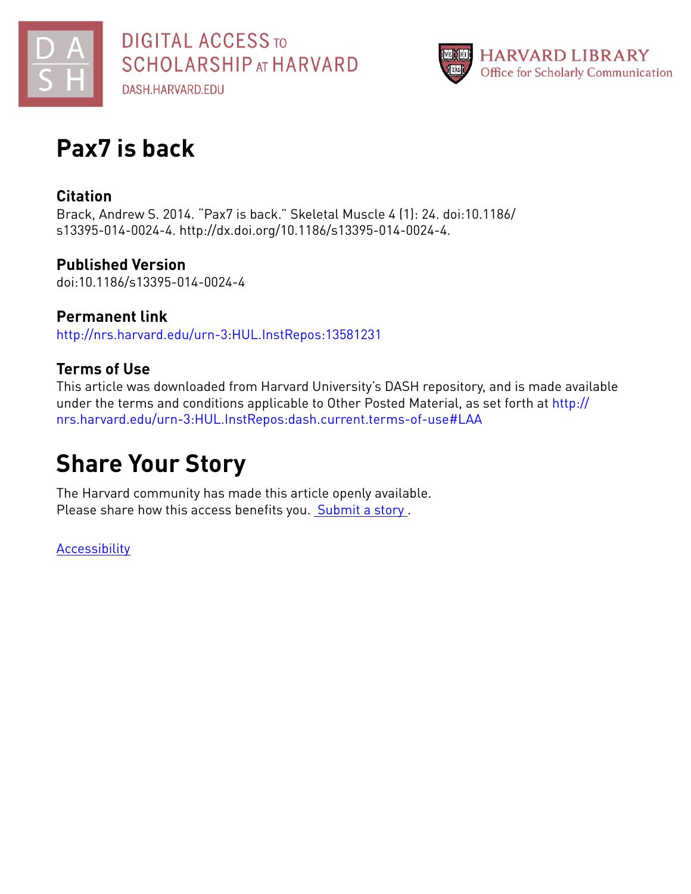DIGITAL ACCESS TO SCHOLARSHIP AT HARVARD

DASH.HARVARD.EDU

HARVARD LIBRARY
Office for Scholarly Communication

# Pax7 is back

## Citation

Brack, Andrew S. 2014. "Pax7 is back." Skeletal Muscle 4 (1): 24. doi:10.1186/s13395-014-0024-4. http://dx.doi.org/10.1186/s13395-014-0024-4.

## Published Version

doi:10.1186/s13395-014-0024-4

## Permanent link

http://nrs.harvard.edu/urn-3:HUL.InstRepos:13581231

## Terms of Use

This article was downloaded from Harvard University's DASH repository, and is made available under the terms and conditions applicable to Other Posted Material, as set forth at http://nrs.harvard.edu/urn-3:HUL.InstRepos:dash.current.terms-of-use#LAA

# Share Your Story

The Harvard community has made this article openly available.
Please share how this access benefits you. Submit a story .

Accessibility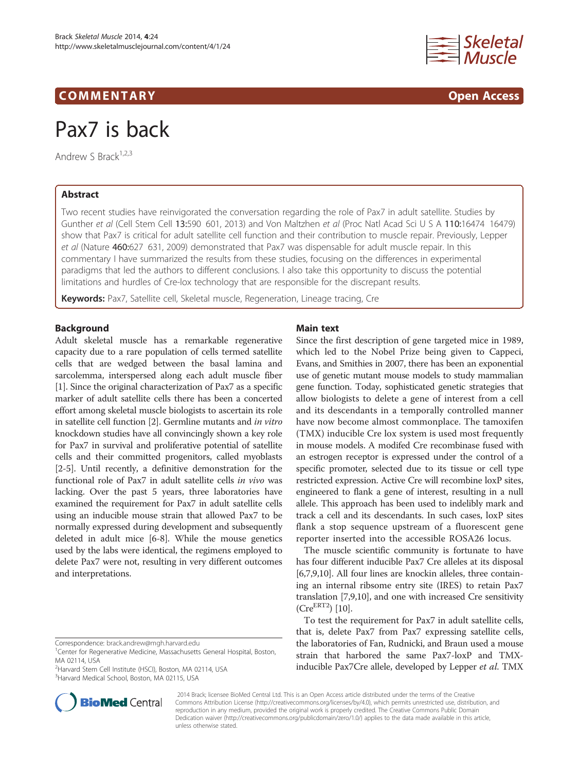# Pax7 is back

Andrew S Brack[1,2,3]

## Abstract

Two recent studies have reinvigorated the conversation regarding the role of Pax7 in adult satellite. Studies by Gunther *et al* (Cell Stem Cell **13**:590 601, 2013) and Von Maltzhen *et al* (Proc Natl Acad Sci U S A **110**:16474 16479) show that Pax7 is critical for adult satellite cell function and their contribution to muscle repair. Previously, Lepper *et al* (Nature **460**:627 631, 2009) demonstrated that Pax7 was dispensable for adult muscle repair. In this commentary I have summarized the results from these studies, focusing on the differences in experimental paradigms that led the authors to different conclusions. I also take this opportunity to discuss the potential limitations and hurdles of Cre-lox technology that are responsible for the discrepant results.

**Keywords:** Pax7, Satellite cell, Skeletal muscle, Regeneration, Lineage tracing, Cre

## Background

Adult skeletal muscle has a remarkable regenerative capacity due to a rare population of cells termed satellite cells that are wedged between the basal lamina and sarcolemma, interspersed along each adult muscle fiber [1]. Since the original characterization of Pax7 as a specific marker of adult satellite cells there has been a concerted effort among skeletal muscle biologists to ascertain its role in satellite cell function [2]. Germline mutants and *in vitro* knockdown studies have all convincingly shown a key role for Pax7 in survival and proliferative potential of satellite cells and their committed progenitors, called myoblasts [2-5]. Until recently, a definitive demonstration for the functional role of Pax7 in adult satellite cells *in vivo* was lacking. Over the past 5 years, three laboratories have examined the requirement for Pax7 in adult satellite cells using an inducible mouse strain that allowed Pax7 to be normally expressed during development and subsequently deleted in adult mice [6-8]. While the mouse genetics used by the labs were identical, the regimens employed to delete Pax7 were not, resulting in very different outcomes and interpretations.

## Main text

Since the first description of gene targeted mice in 1989, which led to the Nobel Prize being given to Cappeci, Evans, and Smithies in 2007, there has been an exponential use of genetic mutant mouse models to study mammalian gene function. Today, sophisticated genetic strategies that allow biologists to delete a gene of interest from a cell and its descendants in a temporally controlled manner have now become almost commonplace. The tamoxifen (TMX) inducible Cre lox system is used most frequently in mouse models. A modifed Cre recombinase fused with an estrogen receptor is expressed under the control of a specific promoter, selected due to its tissue or cell type restricted expression. Active Cre will recombine loxP sites, engineered to flank a gene of interest, resulting in a null allele. This approach has been used to indelibly mark and track a cell and its descendants. In such cases, loxP sites flank a stop sequence upstream of a fluorescent gene reporter inserted into the accessible ROSA26 locus.

The mouse scientific community is fortunate to have has four different inducible Pax7 Cre alleles at its disposal [6,7,9,10]. All four lines are knockin alleles, three containing an internal ribsome entry site (IRES) to retain Pax7 translation [7,9,10], and one with increased Cre sensitivity ($Cre^{ERT2}$) [10].

To test the requirement for Pax7 in adult satellite cells, that is, delete Pax7 from Pax7 expressing satellite cells, the laboratories of Fan, Rudnicki, and Braun used a mouse strain that harbored the same Pax7-loxP and TMX-inducible Pax7Cre allele, developed by Lepper *et al.* TMX

Correspondence: brack.andrew@mgh.harvard.edu
[1]Center for Regenerative Medicine, Massachusetts General Hospital, Boston, MA 02114, USA
[2]Harvard Stem Cell Institute (HSCI), Boston, MA 02114, USA
[3]Harvard Medical School, Boston, MA 02115, USA

2014 Brack; licensee BioMed Central Ltd. This is an Open Access article distributed under the terms of the Creative Commons Attribution License (http://creativecommons.org/licenses/by/4.0), which permits unrestricted use, distribution, and reproduction in any medium, provided the original work is properly credited. The Creative Commons Public Domain Dedication waiver (http://creativecommons.org/publicdomain/zero/1.0/) applies to the data made available in this article, unless otherwise stated.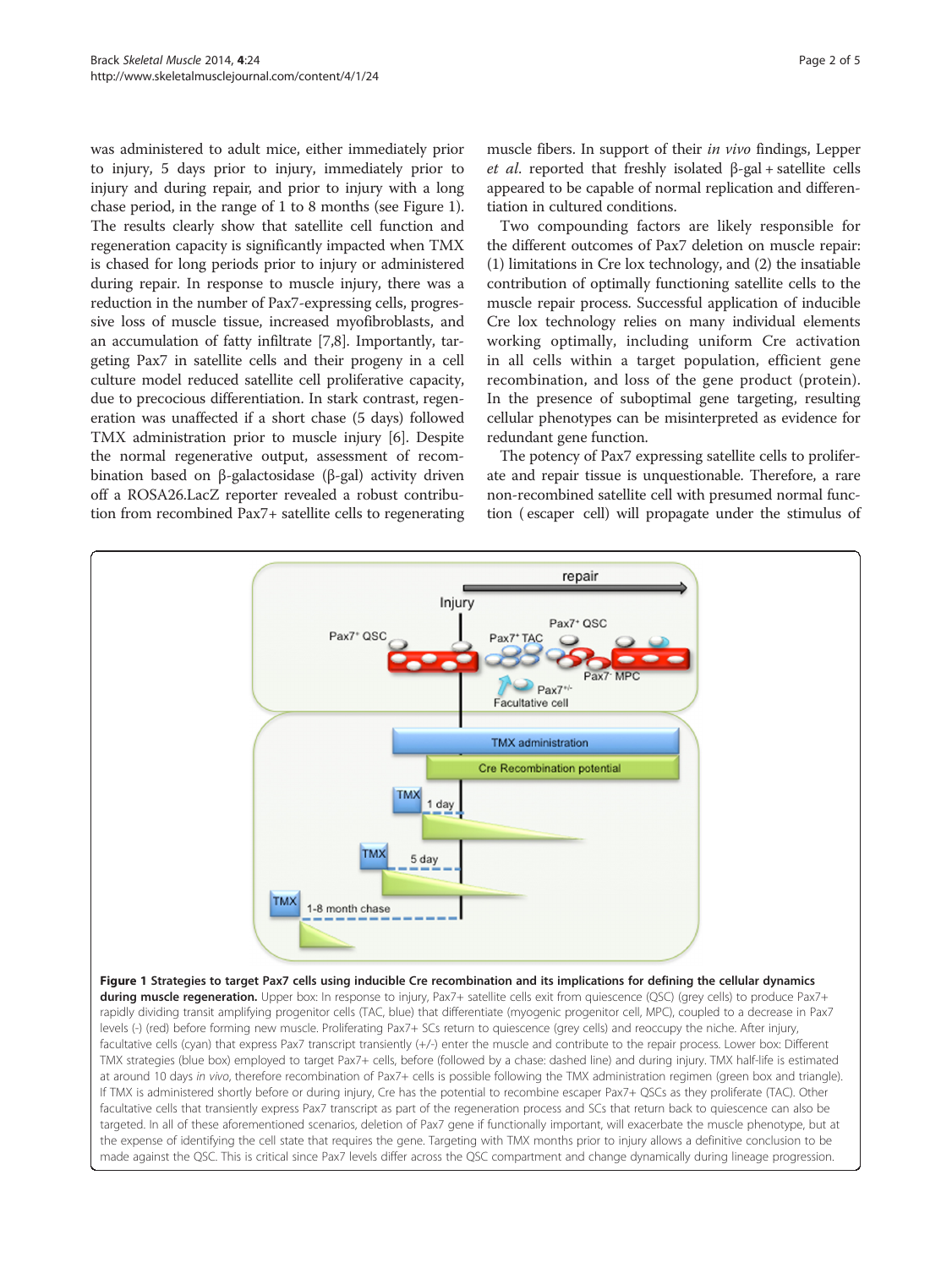was administered to adult mice, either immediately prior to injury, 5 days prior to injury, immediately prior to injury and during repair, and prior to injury with a long chase period, in the range of 1 to 8 months (see Figure 1). The results clearly show that satellite cell function and regeneration capacity is significantly impacted when TMX is chased for long periods prior to injury or administered during repair. In response to muscle injury, there was a reduction in the number of Pax7-expressing cells, progressive loss of muscle tissue, increased myofibroblasts, and an accumulation of fatty infiltrate [7,8]. Importantly, targeting Pax7 in satellite cells and their progeny in a cell culture model reduced satellite cell proliferative capacity, due to precocious differentiation. In stark contrast, regeneration was unaffected if a short chase (5 days) followed TMX administration prior to muscle injury [6]. Despite the normal regenerative output, assessment of recombination based on β-galactosidase (β-gal) activity driven off a ROSA26.LacZ reporter revealed a robust contribution from recombined Pax7+ satellite cells to regenerating muscle fibers. In support of their *in vivo* findings, Lepper *et al.* reported that freshly isolated β-gal + satellite cells appeared to be capable of normal replication and differentiation in cultured conditions.

Two compounding factors are likely responsible for the different outcomes of Pax7 deletion on muscle repair: (1) limitations in Cre lox technology, and (2) the insatiable contribution of optimally functioning satellite cells to the muscle repair process. Successful application of inducible Cre lox technology relies on many individual elements working optimally, including uniform Cre activation in all cells within a target population, efficient gene recombination, and loss of the gene product (protein). In the presence of suboptimal gene targeting, resulting cellular phenotypes can be misinterpreted as evidence for redundant gene function.

The potency of Pax7 expressing satellite cells to proliferate and repair tissue is unquestionable. Therefore, a rare non-recombined satellite cell with presumed normal function ( escaper cell) will propagate under the stimulus of

**Figure 1 Strategies to target Pax7 cells using inducible Cre recombination and its implications for defining the cellular dynamics during muscle regeneration.** Upper box: In response to injury, Pax7+ satellite cells exit from quiescence (QSC) (grey cells) to produce Pax7+ rapidly dividing transit amplifying progenitor cells (TAC, blue) that differentiate (myogenic progenitor cell, MPC), coupled to a decrease in Pax7 levels (-) (red) before forming new muscle. Proliferating Pax7+ SCs return to quiescence (grey cells) and reoccupy the niche. After injury, facultative cells (cyan) that express Pax7 transcript transiently (+/-) enter the muscle and contribute to the repair process. Lower box: Different TMX strategies (blue box) employed to target Pax7+ cells, before (followed by a chase: dashed line) and during injury. TMX half-life is estimated at around 10 days *in vivo*, therefore recombination of Pax7+ cells is possible following the TMX administration regimen (green box and triangle). If TMX is administered shortly before or during injury, Cre has the potential to recombine escaper Pax7+ QSCs as they proliferate (TAC). Other facultative cells that transiently express Pax7 transcript as part of the regeneration process and SCs that return back to quiescence can also be targeted. In all of these aforementioned scenarios, deletion of Pax7 gene if functionally important, will exacerbate the muscle phenotype, but at the expense of identifying the cell state that requires the gene. Targeting with TMX months prior to injury allows a definitive conclusion to be made against the QSC. This is critical since Pax7 levels differ across the QSC compartment and change dynamically during lineage progression.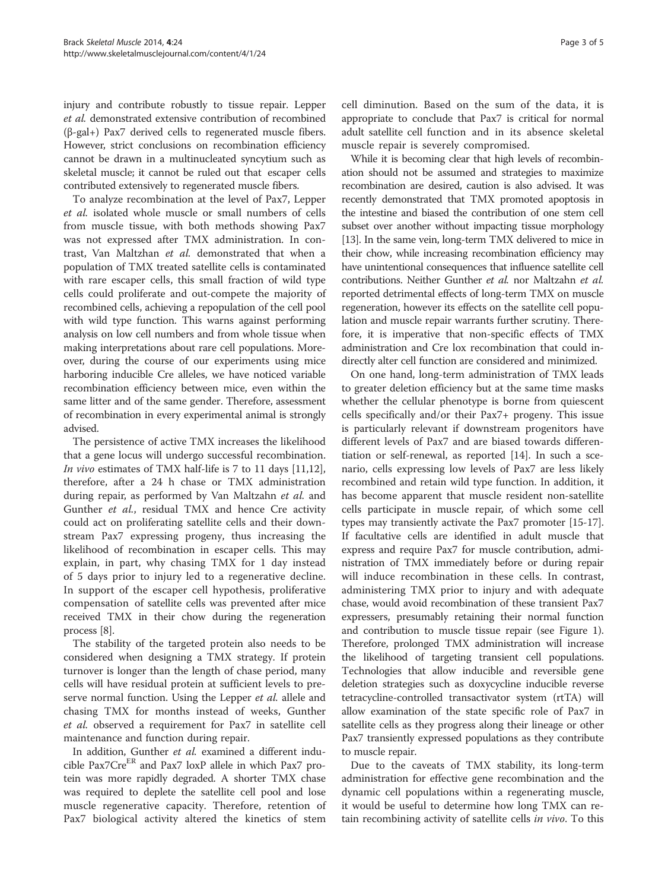injury and contribute robustly to tissue repair. Lepper *et al.* demonstrated extensive contribution of recombined (β-gal+) Pax7 derived cells to regenerated muscle fibers. However, strict conclusions on recombination efficiency cannot be drawn in a multinucleated syncytium such as skeletal muscle; it cannot be ruled out that escaper cells contributed extensively to regenerated muscle fibers.

To analyze recombination at the level of Pax7, Lepper *et al.* isolated whole muscle or small numbers of cells from muscle tissue, with both methods showing Pax7 was not expressed after TMX administration. In contrast, Van Maltzhan *et al.* demonstrated that when a population of TMX treated satellite cells is contaminated with rare escaper cells, this small fraction of wild type cells could proliferate and out-compete the majority of recombined cells, achieving a repopulation of the cell pool with wild type function. This warns against performing analysis on low cell numbers and from whole tissue when making interpretations about rare cell populations. Moreover, during the course of our experiments using mice harboring inducible Cre alleles, we have noticed variable recombination efficiency between mice, even within the same litter and of the same gender. Therefore, assessment of recombination in every experimental animal is strongly advised.

The persistence of active TMX increases the likelihood that a gene locus will undergo successful recombination. *In vivo* estimates of TMX half-life is 7 to 11 days [11,12], therefore, after a 24 h chase or TMX administration during repair, as performed by Van Maltzahn *et al.* and Gunther *et al.*, residual TMX and hence Cre activity could act on proliferating satellite cells and their downstream Pax7 expressing progeny, thus increasing the likelihood of recombination in escaper cells. This may explain, in part, why chasing TMX for 1 day instead of 5 days prior to injury led to a regenerative decline. In support of the escaper cell hypothesis, proliferative compensation of satellite cells was prevented after mice received TMX in their chow during the regeneration process [8].

The stability of the targeted protein also needs to be considered when designing a TMX strategy. If protein turnover is longer than the length of chase period, many cells will have residual protein at sufficient levels to preserve normal function. Using the Lepper *et al.* allele and chasing TMX for months instead of weeks, Gunther *et al.* observed a requirement for Pax7 in satellite cell maintenance and function during repair.

In addition, Gunther *et al.* examined a different inducible Pax7Cre$^{ER}$ and Pax7 loxP allele in which Pax7 protein was more rapidly degraded. A shorter TMX chase was required to deplete the satellite cell pool and lose muscle regenerative capacity. Therefore, retention of Pax7 biological activity altered the kinetics of stem cell diminution. Based on the sum of the data, it is appropriate to conclude that Pax7 is critical for normal adult satellite cell function and in its absence skeletal muscle repair is severely compromised.

While it is becoming clear that high levels of recombination should not be assumed and strategies to maximize recombination are desired, caution is also advised. It was recently demonstrated that TMX promoted apoptosis in the intestine and biased the contribution of one stem cell subset over another without impacting tissue morphology [13]. In the same vein, long-term TMX delivered to mice in their chow, while increasing recombination efficiency may have unintentional consequences that influence satellite cell contributions. Neither Gunther *et al.* nor Maltzahn *et al.* reported detrimental effects of long-term TMX on muscle regeneration, however its effects on the satellite cell population and muscle repair warrants further scrutiny. Therefore, it is imperative that non-specific effects of TMX administration and Cre lox recombination that could indirectly alter cell function are considered and minimized.

On one hand, long-term administration of TMX leads to greater deletion efficiency but at the same time masks whether the cellular phenotype is borne from quiescent cells specifically and/or their Pax7+ progeny. This issue is particularly relevant if downstream progenitors have different levels of Pax7 and are biased towards differentiation or self-renewal, as reported [14]. In such a scenario, cells expressing low levels of Pax7 are less likely recombined and retain wild type function. In addition, it has become apparent that muscle resident non-satellite cells participate in muscle repair, of which some cell types may transiently activate the Pax7 promoter [15-17]. If facultative cells are identified in adult muscle that express and require Pax7 for muscle contribution, administration of TMX immediately before or during repair will induce recombination in these cells. In contrast, administering TMX prior to injury and with adequate chase, would avoid recombination of these transient Pax7 expressers, presumably retaining their normal function and contribution to muscle tissue repair (see Figure 1). Therefore, prolonged TMX administration will increase the likelihood of targeting transient cell populations. Technologies that allow inducible and reversible gene deletion strategies such as doxycycline inducible reverse tetracycline-controlled transactivator system (rtTA) will allow examination of the state specific role of Pax7 in satellite cells as they progress along their lineage or other Pax7 transiently expressed populations as they contribute to muscle repair.

Due to the caveats of TMX stability, its long-term administration for effective gene recombination and the dynamic cell populations within a regenerating muscle, it would be useful to determine how long TMX can retain recombining activity of satellite cells *in vivo*. To this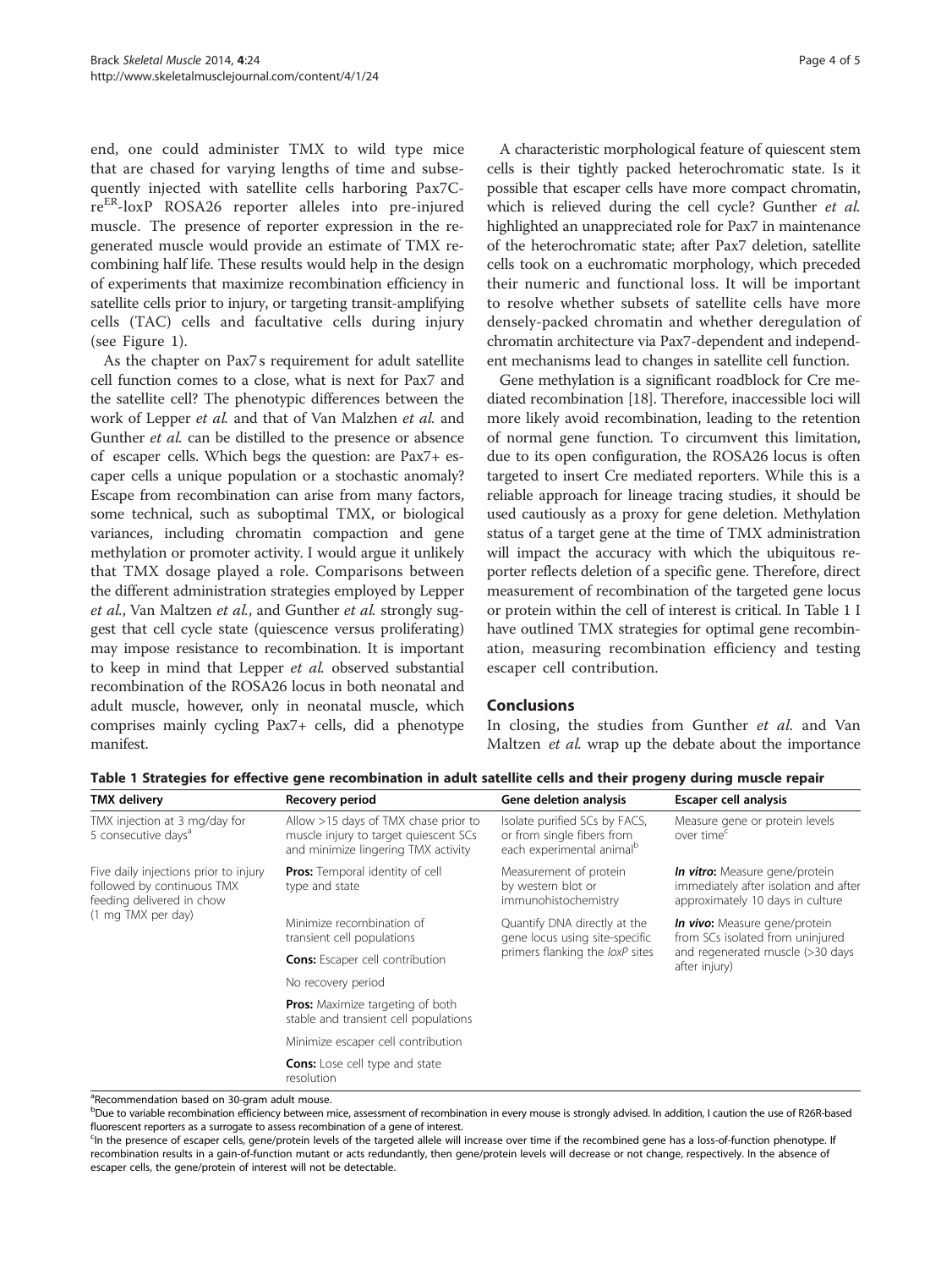end, one could administer TMX to wild type mice that are chased for varying lengths of time and subsequently injected with satellite cells harboring Pax7Cre$^{ER}$-loxP ROSA26 reporter alleles into pre-injured muscle. The presence of reporter expression in the regenerated muscle would provide an estimate of TMX recombining half life. These results would help in the design of experiments that maximize recombination efficiency in satellite cells prior to injury, or targeting transit-amplifying cells (TAC) cells and facultative cells during injury (see Figure 1).

As the chapter on Pax7s requirement for adult satellite cell function comes to a close, what is next for Pax7 and the satellite cell? The phenotypic differences between the work of Lepper *et al.* and that of Van Malzhen *et al.* and Gunther *et al.* can be distilled to the presence or absence of escaper cells. Which begs the question: are Pax7+ escaper cells a unique population or a stochastic anomaly? Escape from recombination can arise from many factors, some technical, such as suboptimal TMX, or biological variances, including chromatin compaction and gene methylation or promoter activity. I would argue it unlikely that TMX dosage played a role. Comparisons between the different administration strategies employed by Lepper *et al.*, Van Maltzen *et al.*, and Gunther *et al.* strongly suggest that cell cycle state (quiescence versus proliferating) may impose resistance to recombination. It is important to keep in mind that Lepper *et al.* observed substantial recombination of the ROSA26 locus in both neonatal and adult muscle, however, only in neonatal muscle, which comprises mainly cycling Pax7+ cells, did a phenotype manifest.

A characteristic morphological feature of quiescent stem cells is their tightly packed heterochromatic state. Is it possible that escaper cells have more compact chromatin, which is relieved during the cell cycle? Gunther *et al.* highlighted an unappreciated role for Pax7 in maintenance of the heterochromatic state; after Pax7 deletion, satellite cells took on a euchromatic morphology, which preceded their numeric and functional loss. It will be important to resolve whether subsets of satellite cells have more densely-packed chromatin and whether deregulation of chromatin architecture via Pax7-dependent and independent mechanisms lead to changes in satellite cell function.

Gene methylation is a significant roadblock for Cre mediated recombination [18]. Therefore, inaccessible loci will more likely avoid recombination, leading to the retention of normal gene function. To circumvent this limitation, due to its open configuration, the ROSA26 locus is often targeted to insert Cre mediated reporters. While this is a reliable approach for lineage tracing studies, it should be used cautiously as a proxy for gene deletion. Methylation status of a target gene at the time of TMX administration will impact the accuracy with which the ubiquitous reporter reflects deletion of a specific gene. Therefore, direct measurement of recombination of the targeted gene locus or protein within the cell of interest is critical. In Table 1 I have outlined TMX strategies for optimal gene recombination, measuring recombination efficiency and testing escaper cell contribution.

## Conclusions

In closing, the studies from Gunther *et al.* and Van Maltzen *et al.* wrap up the debate about the importance

**Table 1 Strategies for effective gene recombination in adult satellite cells and their progeny during muscle repair**

| TMX delivery | Recovery period | Gene deletion analysis | Escaper cell analysis |
|---|---|---|---|
| TMX injection at 3 mg/day for 5 consecutive days[a] | Allow >15 days of TMX chase prior to muscle injury to target quiescent SCs and minimize lingering TMX activity | Isolate purified SCs by FACS, or from single fibers from each experimental animal[b] | Measure gene or protein levels over time[c] |
| Five daily injections prior to injury followed by continuous TMX feeding delivered in chow (1 mg TMX per day) | **Pros:** Temporal identity of cell type and state | Measurement of protein by western blot or immunohistochemistry | ***In vitro*:** Measure gene/protein immediately after isolation and after approximately 10 days in culture |
| | Minimize recombination of transient cell populations | Quantify DNA directly at the gene locus using site-specific primers flanking the *loxP* sites | ***In vivo*:** Measure gene/protein from SCs isolated from uninjured and regenerated muscle (>30 days after injury) |
| | **Cons:** Escaper cell contribution | | |
| | No recovery period | | |
| | **Pros:** Maximize targeting of both stable and transient cell populations | | |
| | Minimize escaper cell contribution | | |
| | **Cons:** Lose cell type and state resolution | | |

[a]Recommendation based on 30-gram adult mouse.
[b]Due to variable recombination efficiency between mice, assessment of recombination in every mouse is strongly advised. In addition, I caution the use of R26R-based fluorescent reporters as a surrogate to assess recombination of a gene of interest.
[c]In the presence of escaper cells, gene/protein levels of the targeted allele will increase over time if the recombined gene has a loss-of-function phenotype. If recombination results in a gain-of-function mutant or acts redundantly, then gene/protein levels will decrease or not change, respectively. In the absence of escaper cells, the gene/protein of interest will not be detectable.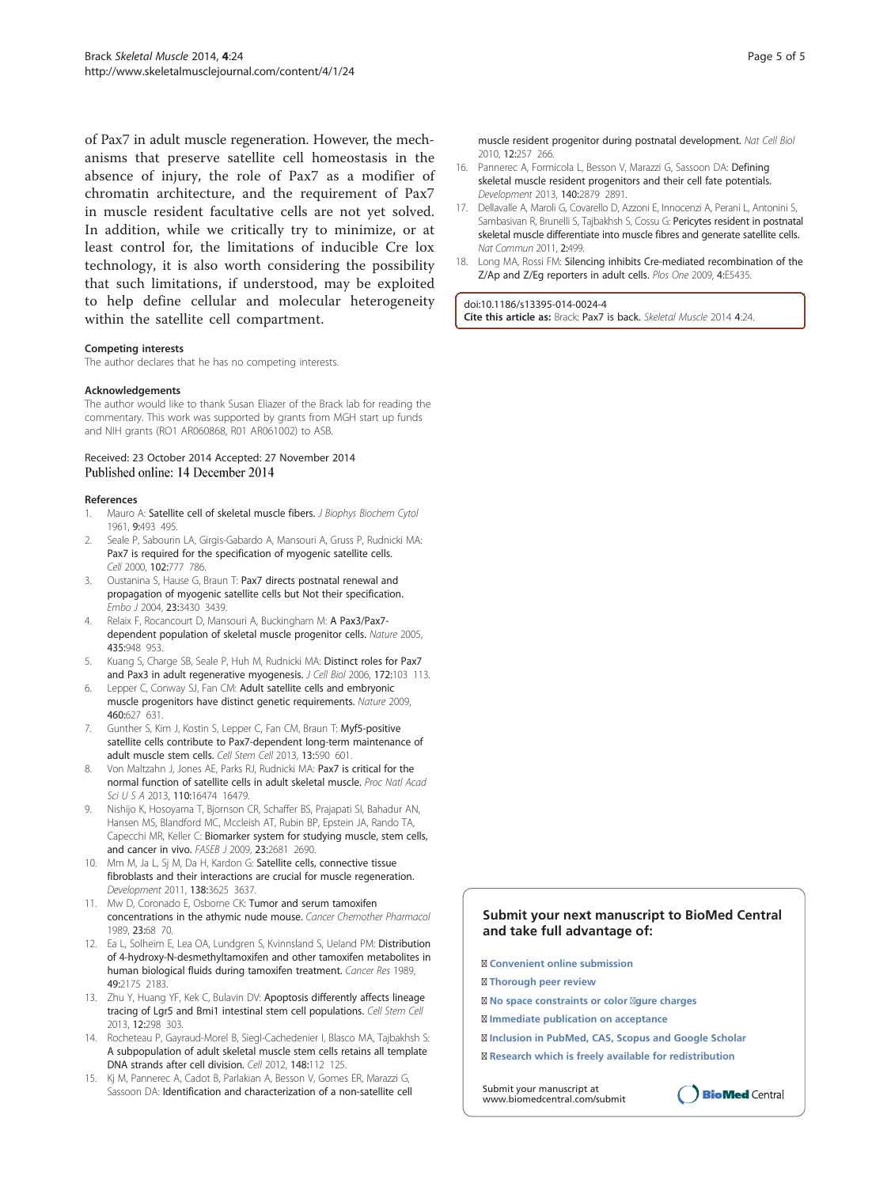of Pax7 in adult muscle regeneration. However, the mechanisms that preserve satellite cell homeostasis in the absence of injury, the role of Pax7 as a modifier of chromatin architecture, and the requirement of Pax7 in muscle resident facultative cells are not yet solved. In addition, while we critically try to minimize, or at least control for, the limitations of inducible Cre lox technology, it is also worth considering the possibility that such limitations, if understood, may be exploited to help define cellular and molecular heterogeneity within the satellite cell compartment.

#### Competing interests

The author declares that he has no competing interests.

#### Acknowledgements

The author would like to thank Susan Eliazer of the Brack lab for reading the commentary. This work was supported by grants from MGH start up funds and NIH grants (RO1 AR060868, R01 AR061002) to ASB.

Received: 23 October 2014 Accepted: 27 November 2014
Published online: 14 December 2014

#### References

1. Mauro A: **Satellite cell of skeletal muscle fibers.** *J Biophys Biochem Cytol* 1961, **9:**493 495.
2. Seale P, Sabourin LA, Girgis-Gabardo A, Mansouri A, Gruss P, Rudnicki MA: **Pax7 is required for the specification of myogenic satellite cells.** *Cell* 2000, **102:**777 786.
3. Oustanina S, Hause G, Braun T: **Pax7 directs postnatal renewal and propagation of myogenic satellite cells but Not their specification.** *Embo J* 2004, **23:**3430 3439.
4. Relaix F, Rocancourt D, Mansouri A, Buckingham M: **A Pax3/Pax7-dependent population of skeletal muscle progenitor cells.** *Nature* 2005, **435:**948 953.
5. Kuang S, Charge SB, Seale P, Huh M, Rudnicki MA: **Distinct roles for Pax7 and Pax3 in adult regenerative myogenesis.** *J Cell Biol* 2006, **172:**103 113.
6. Lepper C, Conway SJ, Fan CM: **Adult satellite cells and embryonic muscle progenitors have distinct genetic requirements.** *Nature* 2009, **460:**627 631.
7. Gunther S, Kim J, Kostin S, Lepper C, Fan CM, Braun T: **Myf5-positive satellite cells contribute to Pax7-dependent long-term maintenance of adult muscle stem cells.** *Cell Stem Cell* 2013, **13:**590 601.
8. Von Maltzahn J, Jones AE, Parks RJ, Rudnicki MA: **Pax7 is critical for the normal function of satellite cells in adult skeletal muscle.** *Proc Natl Acad Sci U S A* 2013, **110:**16474 16479.
9. Nishijo K, Hosoyama T, Bjornson CR, Schaffer BS, Prajapati SI, Bahadur AN, Hansen MS, Blandford MC, Mccleish AT, Rubin BP, Epstein JA, Rando TA, Capecchi MR, Keller C: **Biomarker system for studying muscle, stem cells, and cancer in vivo.** *FASEB J* 2009, **23:**2681 2690.
10. Mm M, Ja L, Sj M, Da H, Kardon G: **Satellite cells, connective tissue fibroblasts and their interactions are crucial for muscle regeneration.** *Development* 2011, **138:**3625 3637.
11. Mw D, Coronado E, Osborne CK: **Tumor and serum tamoxifen concentrations in the athymic nude mouse.** *Cancer Chemother Pharmacol* 1989, **23:**68 70.
12. Ea L, Solheim E, Lea OA, Lundgren S, Kvinnsland S, Ueland PM: **Distribution of 4-hydroxy-N-desmethyltamoxifen and other tamoxifen metabolites in human biological fluids during tamoxifen treatment.** *Cancer Res* 1989, **49:**2175 2183.
13. Zhu Y, Huang YF, Kek C, Bulavin DV: **Apoptosis differently affects lineage tracing of Lgr5 and Bmi1 intestinal stem cell populations.** *Cell Stem Cell* 2013, **12:**298 303.
14. Rocheteau P, Gayraud-Morel B, Siegl-Cachedenier I, Blasco MA, Tajbakhsh S: **A subpopulation of adult skeletal muscle stem cells retains all template DNA strands after cell division.** *Cell* 2012, **148:**112 125.
15. Kj M, Pannerec A, Cadot B, Parlakian A, Besson V, Gomes ER, Marazzi G, Sassoon DA: **Identification and characterization of a non-satellite cell muscle resident progenitor during postnatal development.** *Nat Cell Biol* 2010, **12:**257 266.
16. Pannerec A, Formicola L, Besson V, Marazzi G, Sassoon DA: **Defining skeletal muscle resident progenitors and their cell fate potentials.** *Development* 2013, **140:**2879 2891.
17. Dellavalle A, Maroli G, Covarello D, Azzoni E, Innocenzi A, Perani L, Antonini S, Sambasivan R, Brunelli S, Tajbakhsh S, Cossu G: **Pericytes resident in postnatal skeletal muscle differentiate into muscle fibres and generate satellite cells.** *Nat Commun* 2011, **2:**499.
18. Long MA, Rossi FM: **Silencing inhibits Cre-mediated recombination of the Z/Ap and Z/Eg reporters in adult cells.** *Plos One* 2009, **4:**E5435.

doi:10.1186/s13395-014-0024-4
**Cite this article as:** Brack: Pax7 is back. *Skeletal Muscle* 2014 **4**:24.

**Submit your next manuscript to BioMed Central and take full advantage of:**

- Convenient online submission
- Thorough peer review
- No space constraints or color figure charges
- Immediate publication on acceptance
- Inclusion in PubMed, CAS, Scopus and Google Scholar
- Research which is freely available for redistribution

Submit your manuscript at
www.biomedcentral.com/submit

BioMed Central